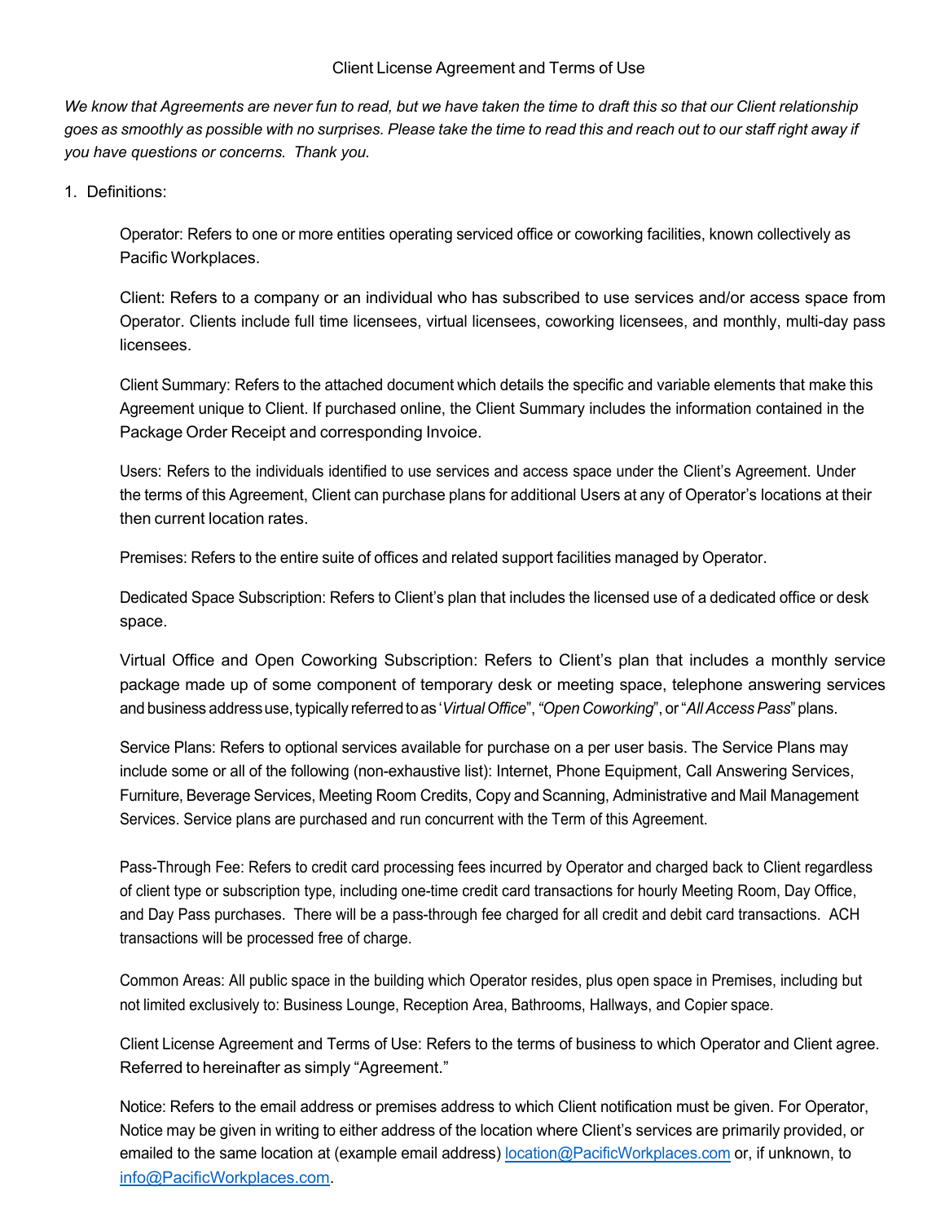# Client License Agreement and Terms of Use

*We know that Agreements are never fun to read, but we have taken the time to draft this so that our Client relationship goes as smoothly as possible with no surprises. Please take the time to read this and reach out to our staff right away if you have questions or concerns. Thank you.*

1. Definitions:

   Operator: Refers to one or more entities operating serviced office or coworking facilities, known collectively as Pacific Workplaces.

   Client: Refers to a company or an individual who has subscribed to use services and/or access space from Operator. Clients include full time licensees, virtual licensees, coworking licensees, and monthly, multi-day pass licensees.

   Client Summary: Refers to the attached document which details the specific and variable elements that make this Agreement unique to Client. If purchased online, the Client Summary includes the information contained in the Package Order Receipt and corresponding Invoice.

   Users: Refers to the individuals identified to use services and access space under the Client's Agreement. Under the terms of this Agreement, Client can purchase plans for additional Users at any of Operator's locations at their then current location rates.

   Premises: Refers to the entire suite of offices and related support facilities managed by Operator.

   Dedicated Space Subscription: Refers to Client's plan that includes the licensed use of a dedicated office or desk space.

   Virtual Office and Open Coworking Subscription: Refers to Client's plan that includes a monthly service package made up of some component of temporary desk or meeting space, telephone answering services and business address use, typically referred to as '*Virtual Office*", *"Open Coworking*", or "*All Access Pass*" plans.

   Service Plans: Refers to optional services available for purchase on a per user basis. The Service Plans may include some or all of the following (non-exhaustive list): Internet, Phone Equipment, Call Answering Services, Furniture, Beverage Services, Meeting Room Credits, Copy and Scanning, Administrative and Mail Management Services. Service plans are purchased and run concurrent with the Term of this Agreement.

   Pass-Through Fee: Refers to credit card processing fees incurred by Operator and charged back to Client regardless of client type or subscription type, including one-time credit card transactions for hourly Meeting Room, Day Office, and Day Pass purchases. There will be a pass-through fee charged for all credit and debit card transactions. ACH transactions will be processed free of charge.

   Common Areas: All public space in the building which Operator resides, plus open space in Premises, including but not limited exclusively to: Business Lounge, Reception Area, Bathrooms, Hallways, and Copier space.

   Client License Agreement and Terms of Use: Refers to the terms of business to which Operator and Client agree. Referred to hereinafter as simply "Agreement."

   Notice: Refers to the email address or premises address to which Client notification must be given. For Operator, Notice may be given in writing to either address of the location where Client's services are primarily provided, or emailed to the same location at (example email address) location@PacificWorkplaces.com or, if unknown, to info@PacificWorkplaces.com.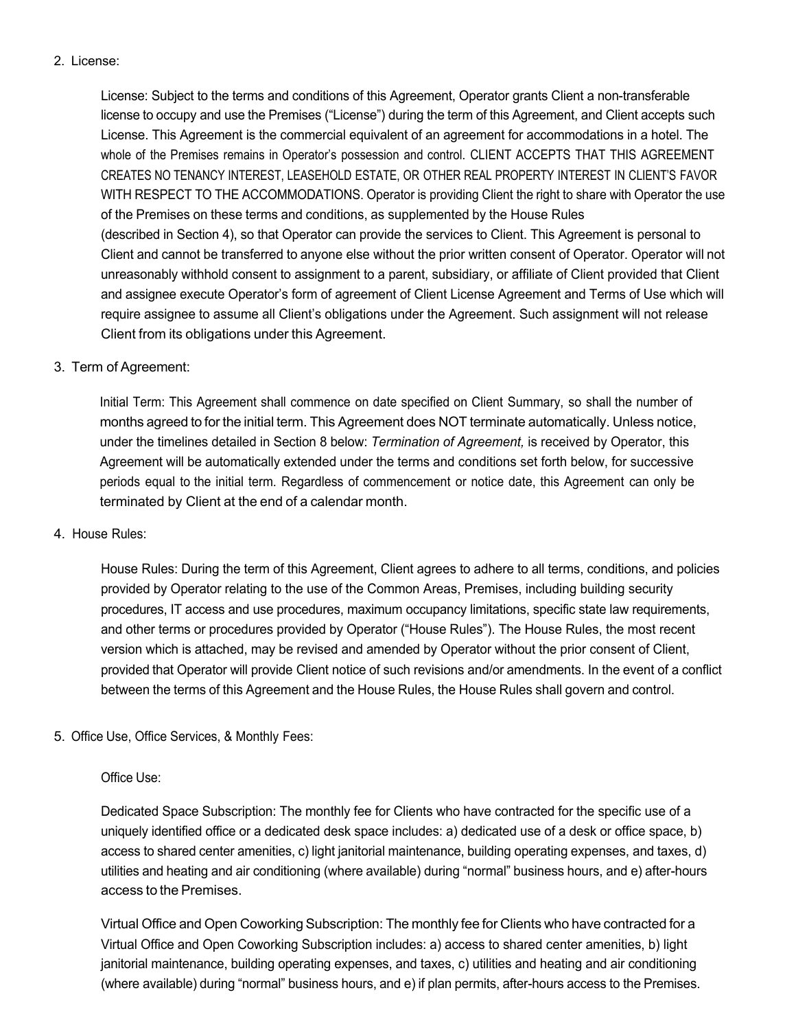2. License:

   License: Subject to the terms and conditions of this Agreement, Operator grants Client a non-transferable license to occupy and use the Premises ("License") during the term of this Agreement, and Client accepts such License. This Agreement is the commercial equivalent of an agreement for accommodations in a hotel. The whole of the Premises remains in Operator's possession and control. CLIENT ACCEPTS THAT THIS AGREEMENT CREATES NO TENANCY INTEREST, LEASEHOLD ESTATE, OR OTHER REAL PROPERTY INTEREST IN CLIENT'S FAVOR WITH RESPECT TO THE ACCOMMODATIONS. Operator is providing Client the right to share with Operator the use of the Premises on these terms and conditions, as supplemented by the House Rules (described in Section 4), so that Operator can provide the services to Client. This Agreement is personal to Client and cannot be transferred to anyone else without the prior written consent of Operator. Operator will not unreasonably withhold consent to assignment to a parent, subsidiary, or affiliate of Client provided that Client and assignee execute Operator's form of agreement of Client License Agreement and Terms of Use which will require assignee to assume all Client's obligations under the Agreement. Such assignment will not release Client from its obligations under this Agreement.

3. Term of Agreement:

   Initial Term: This Agreement shall commence on date specified on Client Summary, so shall the number of months agreed to for the initial term. This Agreement does NOT terminate automatically. Unless notice, under the timelines detailed in Section 8 below: *Termination of Agreement,* is received by Operator, this Agreement will be automatically extended under the terms and conditions set forth below, for successive periods equal to the initial term. Regardless of commencement or notice date, this Agreement can only be terminated by Client at the end of a calendar month.

4. House Rules:

   House Rules: During the term of this Agreement, Client agrees to adhere to all terms, conditions, and policies provided by Operator relating to the use of the Common Areas, Premises, including building security procedures, IT access and use procedures, maximum occupancy limitations, specific state law requirements, and other terms or procedures provided by Operator ("House Rules"). The House Rules, the most recent version which is attached, may be revised and amended by Operator without the prior consent of Client, provided that Operator will provide Client notice of such revisions and/or amendments. In the event of a conflict between the terms of this Agreement and the House Rules, the House Rules shall govern and control.

5. Office Use, Office Services, & Monthly Fees:

   Office Use:

   Dedicated Space Subscription: The monthly fee for Clients who have contracted for the specific use of a uniquely identified office or a dedicated desk space includes: a) dedicated use of a desk or office space, b) access to shared center amenities, c) light janitorial maintenance, building operating expenses, and taxes, d) utilities and heating and air conditioning (where available) during "normal" business hours, and e) after-hours access to the Premises.

   Virtual Office and Open Coworking Subscription: The monthly fee for Clients who have contracted for a Virtual Office and Open Coworking Subscription includes: a) access to shared center amenities, b) light janitorial maintenance, building operating expenses, and taxes, c) utilities and heating and air conditioning (where available) during "normal" business hours, and e) if plan permits, after-hours access to the Premises.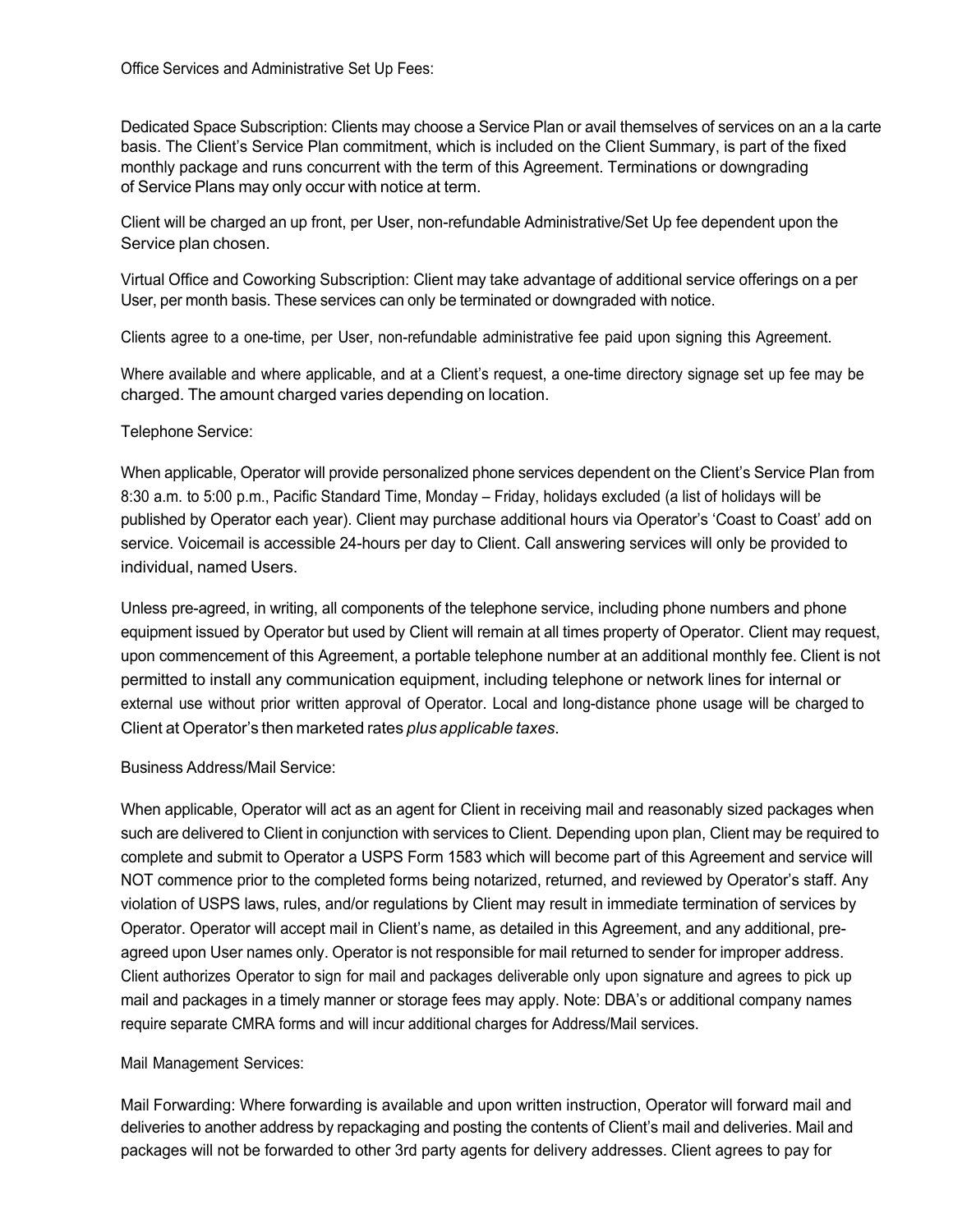Office Services and Administrative Set Up Fees:

Dedicated Space Subscription: Clients may choose a Service Plan or avail themselves of services on an a la carte basis. The Client's Service Plan commitment, which is included on the Client Summary, is part of the fixed monthly package and runs concurrent with the term of this Agreement. Terminations or downgrading of Service Plans may only occur with notice at term.

Client will be charged an up front, per User, non-refundable Administrative/Set Up fee dependent upon the Service plan chosen.

Virtual Office and Coworking Subscription: Client may take advantage of additional service offerings on a per User, per month basis. These services can only be terminated or downgraded with notice.

Clients agree to a one-time, per User, non-refundable administrative fee paid upon signing this Agreement.

Where available and where applicable, and at a Client's request, a one-time directory signage set up fee may be charged. The amount charged varies depending on location.

Telephone Service:

When applicable, Operator will provide personalized phone services dependent on the Client's Service Plan from 8:30 a.m. to 5:00 p.m., Pacific Standard Time, Monday – Friday, holidays excluded (a list of holidays will be published by Operator each year). Client may purchase additional hours via Operator's 'Coast to Coast' add on service. Voicemail is accessible 24-hours per day to Client. Call answering services will only be provided to individual, named Users.

Unless pre-agreed, in writing, all components of the telephone service, including phone numbers and phone equipment issued by Operator but used by Client will remain at all times property of Operator. Client may request, upon commencement of this Agreement, a portable telephone number at an additional monthly fee. Client is not permitted to install any communication equipment, including telephone or network lines for internal or external use without prior written approval of Operator. Local and long-distance phone usage will be charged to Client at Operator's then marketed rates *plus applicable taxes*.

Business Address/Mail Service:

When applicable, Operator will act as an agent for Client in receiving mail and reasonably sized packages when such are delivered to Client in conjunction with services to Client. Depending upon plan, Client may be required to complete and submit to Operator a USPS Form 1583 which will become part of this Agreement and service will NOT commence prior to the completed forms being notarized, returned, and reviewed by Operator's staff. Any violation of USPS laws, rules, and/or regulations by Client may result in immediate termination of services by Operator. Operator will accept mail in Client's name, as detailed in this Agreement, and any additional, pre-agreed upon User names only. Operator is not responsible for mail returned to sender for improper address. Client authorizes Operator to sign for mail and packages deliverable only upon signature and agrees to pick up mail and packages in a timely manner or storage fees may apply. Note: DBA's or additional company names require separate CMRA forms and will incur additional charges for Address/Mail services.

Mail Management Services:

Mail Forwarding: Where forwarding is available and upon written instruction, Operator will forward mail and deliveries to another address by repackaging and posting the contents of Client's mail and deliveries. Mail and packages will not be forwarded to other 3rd party agents for delivery addresses. Client agrees to pay for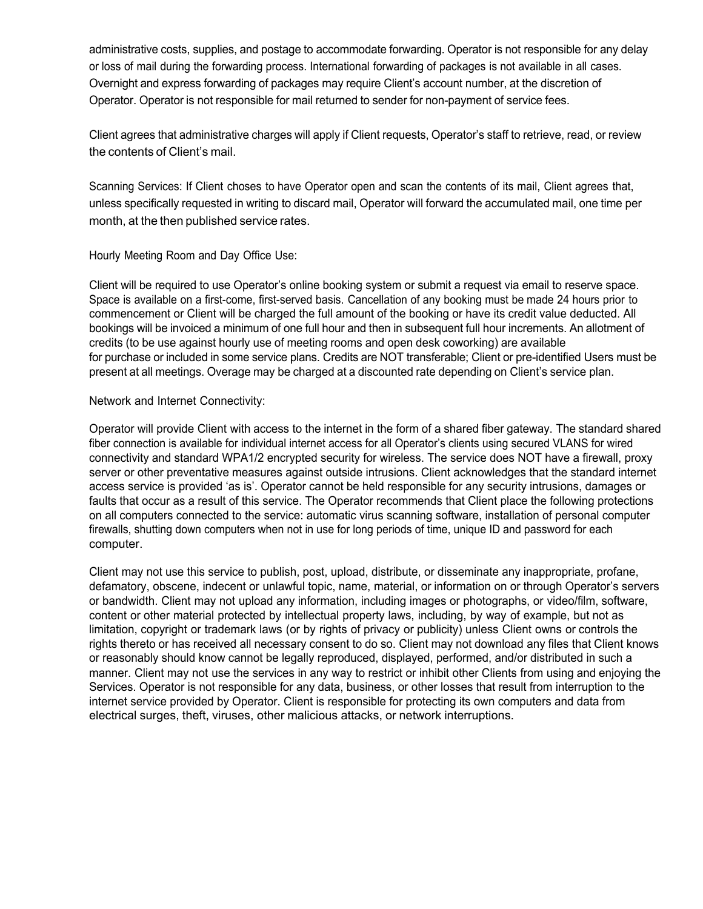administrative costs, supplies, and postage to accommodate forwarding. Operator is not responsible for any delay or loss of mail during the forwarding process. International forwarding of packages is not available in all cases. Overnight and express forwarding of packages may require Client's account number, at the discretion of Operator. Operator is not responsible for mail returned to sender for non-payment of service fees.

Client agrees that administrative charges will apply if Client requests, Operator's staff to retrieve, read, or review the contents of Client's mail.

Scanning Services: If Client choses to have Operator open and scan the contents of its mail, Client agrees that, unless specifically requested in writing to discard mail, Operator will forward the accumulated mail, one time per month, at the then published service rates.

Hourly Meeting Room and Day Office Use:

Client will be required to use Operator's online booking system or submit a request via email to reserve space. Space is available on a first-come, first-served basis. Cancellation of any booking must be made 24 hours prior to commencement or Client will be charged the full amount of the booking or have its credit value deducted. All bookings will be invoiced a minimum of one full hour and then in subsequent full hour increments. An allotment of credits (to be use against hourly use of meeting rooms and open desk coworking) are available for purchase or included in some service plans. Credits are NOT transferable; Client or pre-identified Users must be present at all meetings. Overage may be charged at a discounted rate depending on Client's service plan.

Network and Internet Connectivity:

Operator will provide Client with access to the internet in the form of a shared fiber gateway. The standard shared fiber connection is available for individual internet access for all Operator's clients using secured VLANS for wired connectivity and standard WPA1/2 encrypted security for wireless. The service does NOT have a firewall, proxy server or other preventative measures against outside intrusions. Client acknowledges that the standard internet access service is provided 'as is'. Operator cannot be held responsible for any security intrusions, damages or faults that occur as a result of this service. The Operator recommends that Client place the following protections on all computers connected to the service: automatic virus scanning software, installation of personal computer firewalls, shutting down computers when not in use for long periods of time, unique ID and password for each computer.

Client may not use this service to publish, post, upload, distribute, or disseminate any inappropriate, profane, defamatory, obscene, indecent or unlawful topic, name, material, or information on or through Operator's servers or bandwidth. Client may not upload any information, including images or photographs, or video/film, software, content or other material protected by intellectual property laws, including, by way of example, but not as limitation, copyright or trademark laws (or by rights of privacy or publicity) unless Client owns or controls the rights thereto or has received all necessary consent to do so. Client may not download any files that Client knows or reasonably should know cannot be legally reproduced, displayed, performed, and/or distributed in such a manner. Client may not use the services in any way to restrict or inhibit other Clients from using and enjoying the Services. Operator is not responsible for any data, business, or other losses that result from interruption to the internet service provided by Operator. Client is responsible for protecting its own computers and data from electrical surges, theft, viruses, other malicious attacks, or network interruptions.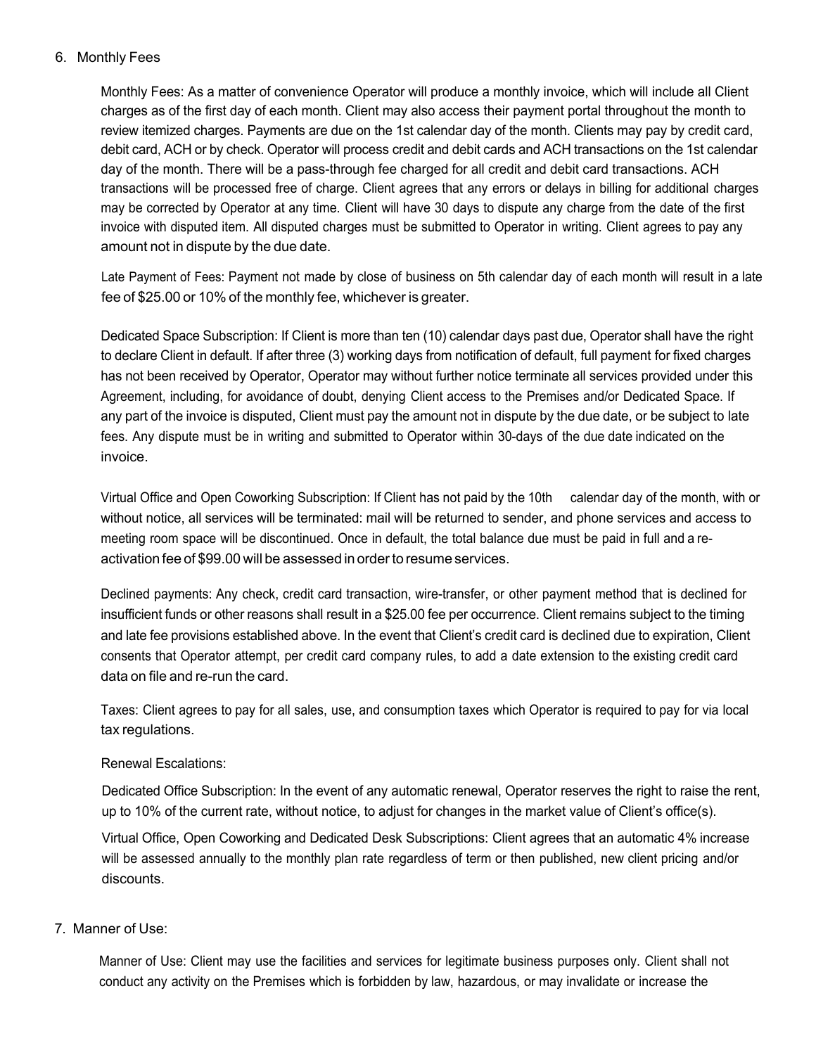6. Monthly Fees

Monthly Fees: As a matter of convenience Operator will produce a monthly invoice, which will include all Client charges as of the first day of each month. Client may also access their payment portal throughout the month to review itemized charges. Payments are due on the 1st calendar day of the month. Clients may pay by credit card, debit card, ACH or by check. Operator will process credit and debit cards and ACH transactions on the 1st calendar day of the month. There will be a pass-through fee charged for all credit and debit card transactions. ACH transactions will be processed free of charge. Client agrees that any errors or delays in billing for additional charges may be corrected by Operator at any time. Client will have 30 days to dispute any charge from the date of the first invoice with disputed item. All disputed charges must be submitted to Operator in writing. Client agrees to pay any amount not in dispute by the due date.

Late Payment of Fees: Payment not made by close of business on 5th calendar day of each month will result in a late fee of $25.00 or 10% of the monthly fee, whichever is greater.

Dedicated Space Subscription: If Client is more than ten (10) calendar days past due, Operator shall have the right to declare Client in default. If after three (3) working days from notification of default, full payment for fixed charges has not been received by Operator, Operator may without further notice terminate all services provided under this Agreement, including, for avoidance of doubt, denying Client access to the Premises and/or Dedicated Space. If any part of the invoice is disputed, Client must pay the amount not in dispute by the due date, or be subject to late fees. Any dispute must be in writing and submitted to Operator within 30-days of the due date indicated on the invoice.

Virtual Office and Open Coworking Subscription: If Client has not paid by the 10th calendar day of the month, with or without notice, all services will be terminated: mail will be returned to sender, and phone services and access to meeting room space will be discontinued. Once in default, the total balance due must be paid in full and a re-activation fee of $99.00 will be assessed in order to resume services.

Declined payments: Any check, credit card transaction, wire-transfer, or other payment method that is declined for insufficient funds or other reasons shall result in a $25.00 fee per occurrence. Client remains subject to the timing and late fee provisions established above. In the event that Client's credit card is declined due to expiration, Client consents that Operator attempt, per credit card company rules, to add a date extension to the existing credit card data on file and re-run the card.

Taxes: Client agrees to pay for all sales, use, and consumption taxes which Operator is required to pay for via local tax regulations.

Renewal Escalations:

Dedicated Office Subscription: In the event of any automatic renewal, Operator reserves the right to raise the rent, up to 10% of the current rate, without notice, to adjust for changes in the market value of Client's office(s).

Virtual Office, Open Coworking and Dedicated Desk Subscriptions: Client agrees that an automatic 4% increase will be assessed annually to the monthly plan rate regardless of term or then published, new client pricing and/or discounts.

7. Manner of Use:

Manner of Use: Client may use the facilities and services for legitimate business purposes only. Client shall not conduct any activity on the Premises which is forbidden by law, hazardous, or may invalidate or increase the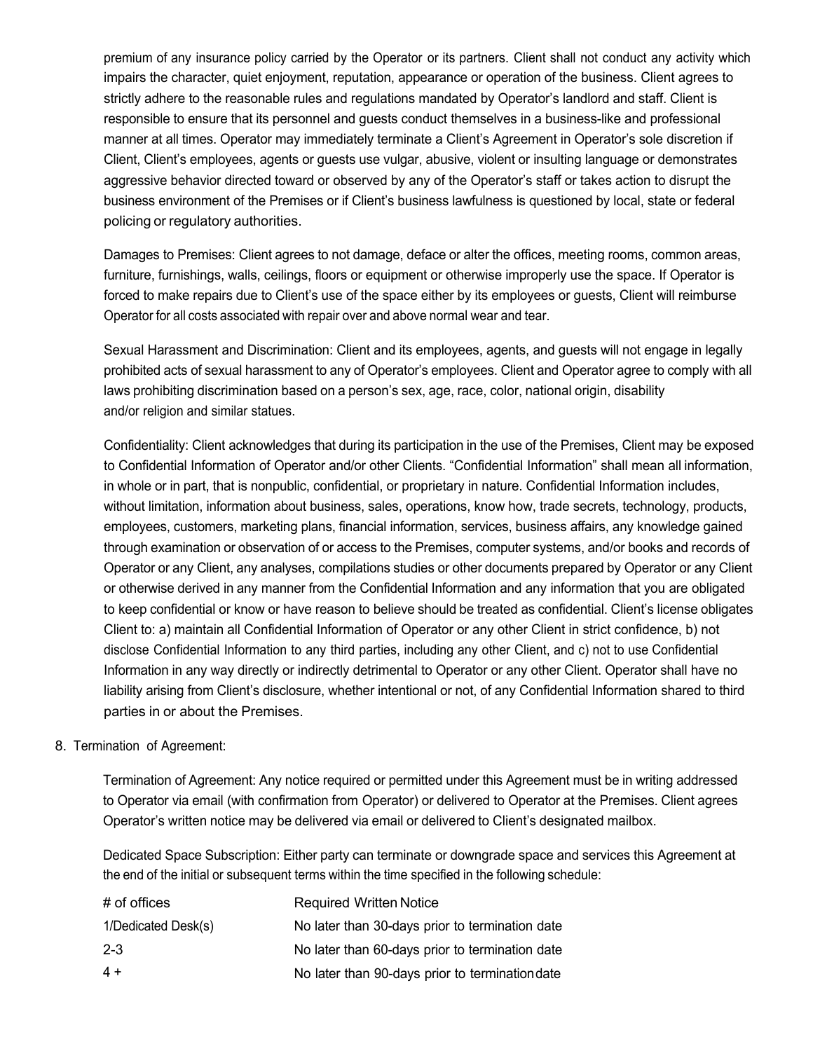premium of any insurance policy carried by the Operator or its partners. Client shall not conduct any activity which impairs the character, quiet enjoyment, reputation, appearance or operation of the business. Client agrees to strictly adhere to the reasonable rules and regulations mandated by Operator's landlord and staff. Client is responsible to ensure that its personnel and guests conduct themselves in a business-like and professional manner at all times. Operator may immediately terminate a Client's Agreement in Operator's sole discretion if Client, Client's employees, agents or guests use vulgar, abusive, violent or insulting language or demonstrates aggressive behavior directed toward or observed by any of the Operator's staff or takes action to disrupt the business environment of the Premises or if Client's business lawfulness is questioned by local, state or federal policing or regulatory authorities.

Damages to Premises: Client agrees to not damage, deface or alter the offices, meeting rooms, common areas, furniture, furnishings, walls, ceilings, floors or equipment or otherwise improperly use the space. If Operator is forced to make repairs due to Client's use of the space either by its employees or guests, Client will reimburse Operator for all costs associated with repair over and above normal wear and tear.

Sexual Harassment and Discrimination: Client and its employees, agents, and guests will not engage in legally prohibited acts of sexual harassment to any of Operator's employees. Client and Operator agree to comply with all laws prohibiting discrimination based on a person's sex, age, race, color, national origin, disability and/or religion and similar statues.

Confidentiality: Client acknowledges that during its participation in the use of the Premises, Client may be exposed to Confidential Information of Operator and/or other Clients. "Confidential Information" shall mean all information, in whole or in part, that is nonpublic, confidential, or proprietary in nature. Confidential Information includes, without limitation, information about business, sales, operations, know how, trade secrets, technology, products, employees, customers, marketing plans, financial information, services, business affairs, any knowledge gained through examination or observation of or access to the Premises, computer systems, and/or books and records of Operator or any Client, any analyses, compilations studies or other documents prepared by Operator or any Client or otherwise derived in any manner from the Confidential Information and any information that you are obligated to keep confidential or know or have reason to believe should be treated as confidential. Client's license obligates Client to: a) maintain all Confidential Information of Operator or any other Client in strict confidence, b) not disclose Confidential Information to any third parties, including any other Client, and c) not to use Confidential Information in any way directly or indirectly detrimental to Operator or any other Client. Operator shall have no liability arising from Client's disclosure, whether intentional or not, of any Confidential Information shared to third parties in or about the Premises.

8. Termination of Agreement:

Termination of Agreement: Any notice required or permitted under this Agreement must be in writing addressed to Operator via email (with confirmation from Operator) or delivered to Operator at the Premises. Client agrees Operator's written notice may be delivered via email or delivered to Client's designated mailbox.

Dedicated Space Subscription: Either party can terminate or downgrade space and services this Agreement at the end of the initial or subsequent terms within the time specified in the following schedule:

| # of offices | Required Written Notice |
|---|---|
| 1/Dedicated Desk(s) | No later than 30-days prior to termination date |
| 2-3 | No later than 60-days prior to termination date |
| 4 + | No later than 90-days prior to termination date |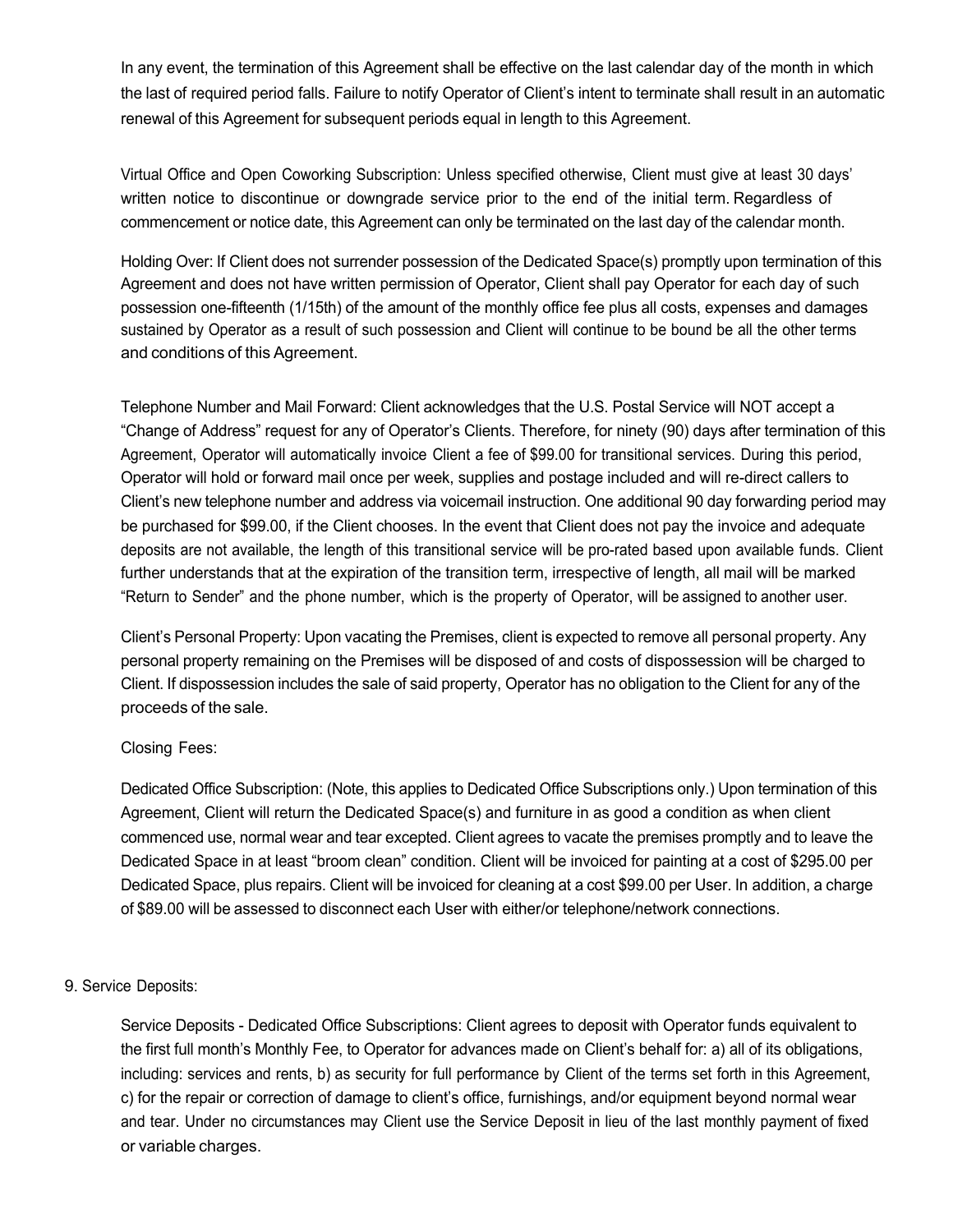In any event, the termination of this Agreement shall be effective on the last calendar day of the month in which the last of required period falls. Failure to notify Operator of Client's intent to terminate shall result in an automatic renewal of this Agreement for subsequent periods equal in length to this Agreement.

Virtual Office and Open Coworking Subscription: Unless specified otherwise, Client must give at least 30 days' written notice to discontinue or downgrade service prior to the end of the initial term. Regardless of commencement or notice date, this Agreement can only be terminated on the last day of the calendar month.

Holding Over: If Client does not surrender possession of the Dedicated Space(s) promptly upon termination of this Agreement and does not have written permission of Operator, Client shall pay Operator for each day of such possession one-fifteenth (1/15th) of the amount of the monthly office fee plus all costs, expenses and damages sustained by Operator as a result of such possession and Client will continue to be bound be all the other terms and conditions of this Agreement.

Telephone Number and Mail Forward: Client acknowledges that the U.S. Postal Service will NOT accept a "Change of Address" request for any of Operator's Clients. Therefore, for ninety (90) days after termination of this Agreement, Operator will automatically invoice Client a fee of $99.00 for transitional services. During this period, Operator will hold or forward mail once per week, supplies and postage included and will re-direct callers to Client's new telephone number and address via voicemail instruction. One additional 90 day forwarding period may be purchased for $99.00, if the Client chooses. In the event that Client does not pay the invoice and adequate deposits are not available, the length of this transitional service will be pro-rated based upon available funds. Client further understands that at the expiration of the transition term, irrespective of length, all mail will be marked "Return to Sender" and the phone number, which is the property of Operator, will be assigned to another user.

Client's Personal Property: Upon vacating the Premises, client is expected to remove all personal property. Any personal property remaining on the Premises will be disposed of and costs of dispossession will be charged to Client. If dispossession includes the sale of said property, Operator has no obligation to the Client for any of the proceeds of the sale.

Closing Fees:

Dedicated Office Subscription: (Note, this applies to Dedicated Office Subscriptions only.) Upon termination of this Agreement, Client will return the Dedicated Space(s) and furniture in as good a condition as when client commenced use, normal wear and tear excepted. Client agrees to vacate the premises promptly and to leave the Dedicated Space in at least "broom clean" condition. Client will be invoiced for painting at a cost of $295.00 per Dedicated Space, plus repairs. Client will be invoiced for cleaning at a cost $99.00 per User. In addition, a charge of $89.00 will be assessed to disconnect each User with either/or telephone/network connections.

9. Service Deposits:

Service Deposits - Dedicated Office Subscriptions: Client agrees to deposit with Operator funds equivalent to the first full month's Monthly Fee, to Operator for advances made on Client's behalf for: a) all of its obligations, including: services and rents, b) as security for full performance by Client of the terms set forth in this Agreement, c) for the repair or correction of damage to client's office, furnishings, and/or equipment beyond normal wear and tear. Under no circumstances may Client use the Service Deposit in lieu of the last monthly payment of fixed or variable charges.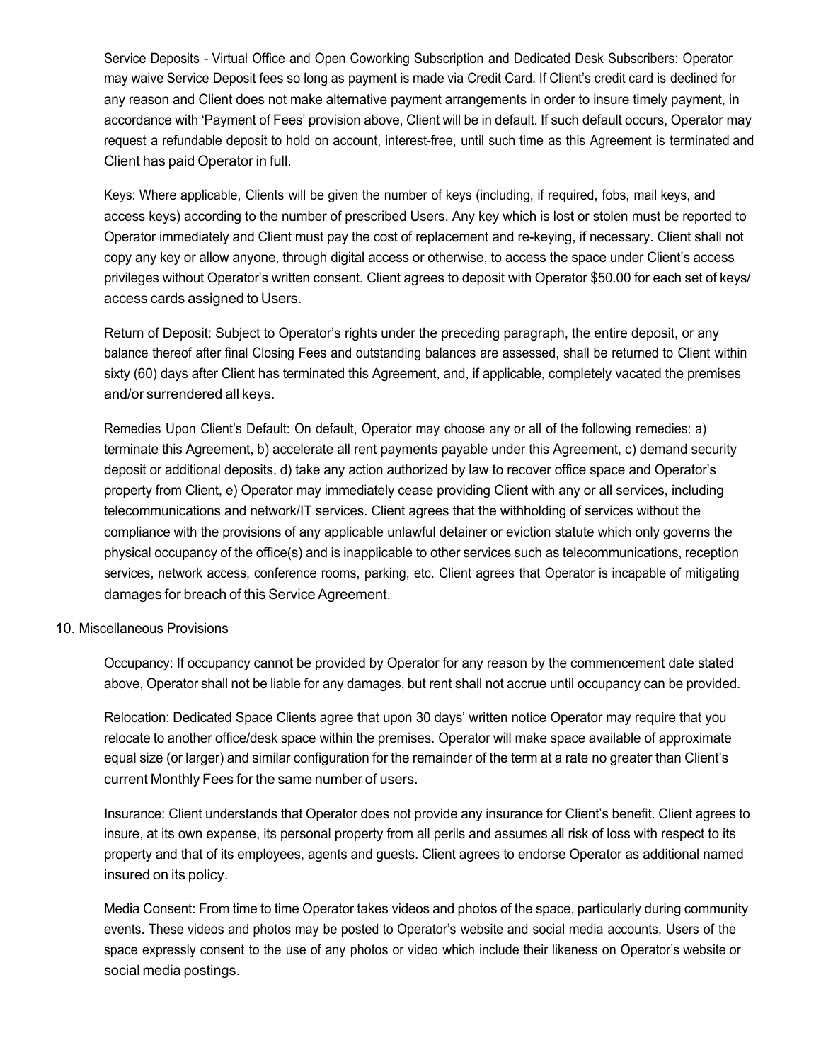Service Deposits - Virtual Office and Open Coworking Subscription and Dedicated Desk Subscribers: Operator may waive Service Deposit fees so long as payment is made via Credit Card. If Client's credit card is declined for any reason and Client does not make alternative payment arrangements in order to insure timely payment, in accordance with 'Payment of Fees' provision above, Client will be in default. If such default occurs, Operator may request a refundable deposit to hold on account, interest-free, until such time as this Agreement is terminated and Client has paid Operator in full.

Keys: Where applicable, Clients will be given the number of keys (including, if required, fobs, mail keys, and access keys) according to the number of prescribed Users. Any key which is lost or stolen must be reported to Operator immediately and Client must pay the cost of replacement and re-keying, if necessary. Client shall not copy any key or allow anyone, through digital access or otherwise, to access the space under Client's access privileges without Operator's written consent. Client agrees to deposit with Operator $50.00 for each set of keys/ access cards assigned to Users.

Return of Deposit: Subject to Operator's rights under the preceding paragraph, the entire deposit, or any balance thereof after final Closing Fees and outstanding balances are assessed, shall be returned to Client within sixty (60) days after Client has terminated this Agreement, and, if applicable, completely vacated the premises and/or surrendered all keys.

Remedies Upon Client's Default: On default, Operator may choose any or all of the following remedies: a) terminate this Agreement, b) accelerate all rent payments payable under this Agreement, c) demand security deposit or additional deposits, d) take any action authorized by law to recover office space and Operator's property from Client, e) Operator may immediately cease providing Client with any or all services, including telecommunications and network/IT services. Client agrees that the withholding of services without the compliance with the provisions of any applicable unlawful detainer or eviction statute which only governs the physical occupancy of the office(s) and is inapplicable to other services such as telecommunications, reception services, network access, conference rooms, parking, etc. Client agrees that Operator is incapable of mitigating damages for breach of this Service Agreement.

10. Miscellaneous Provisions

Occupancy: If occupancy cannot be provided by Operator for any reason by the commencement date stated above, Operator shall not be liable for any damages, but rent shall not accrue until occupancy can be provided.

Relocation: Dedicated Space Clients agree that upon 30 days' written notice Operator may require that you relocate to another office/desk space within the premises. Operator will make space available of approximate equal size (or larger) and similar configuration for the remainder of the term at a rate no greater than Client's current Monthly Fees for the same number of users.

Insurance: Client understands that Operator does not provide any insurance for Client's benefit. Client agrees to insure, at its own expense, its personal property from all perils and assumes all risk of loss with respect to its property and that of its employees, agents and guests. Client agrees to endorse Operator as additional named insured on its policy.

Media Consent: From time to time Operator takes videos and photos of the space, particularly during community events. These videos and photos may be posted to Operator's website and social media accounts. Users of the space expressly consent to the use of any photos or video which include their likeness on Operator's website or social media postings.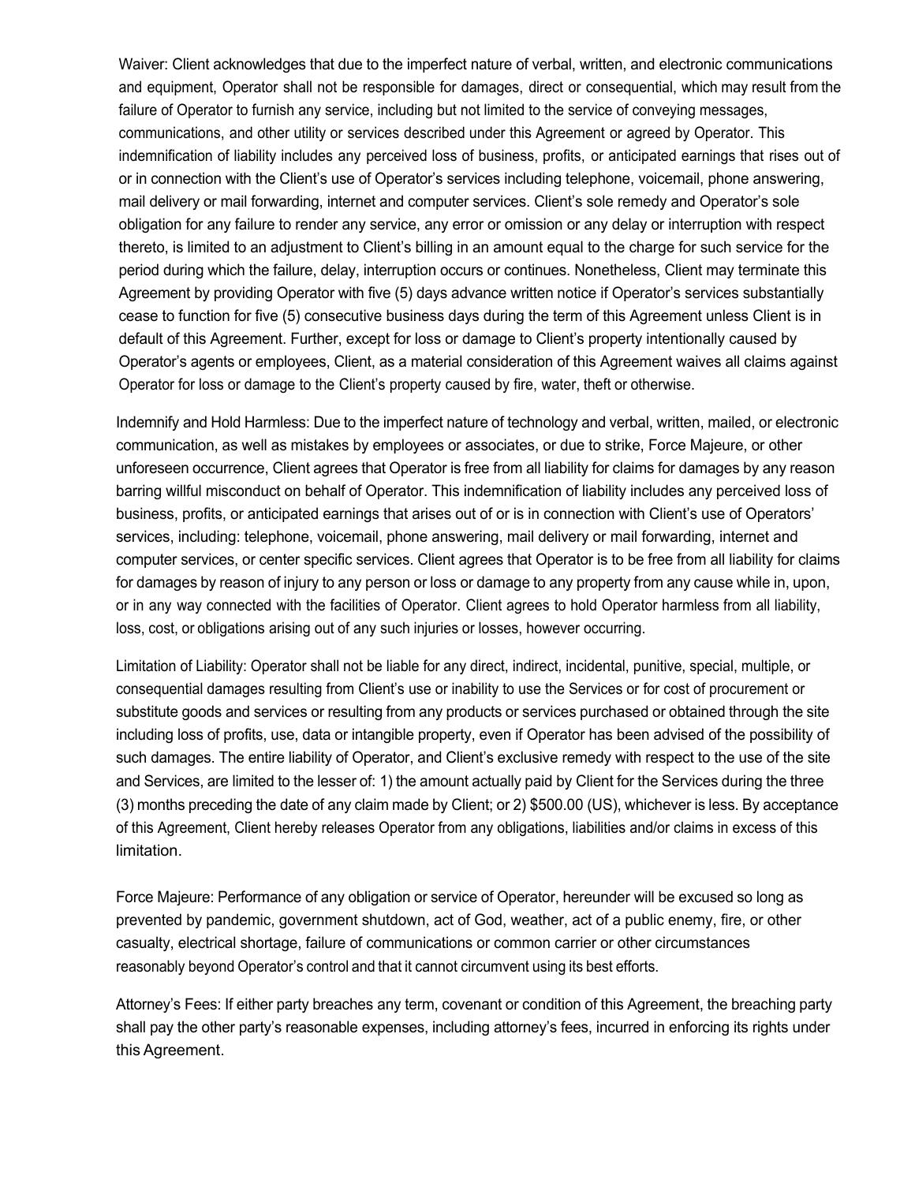Waiver: Client acknowledges that due to the imperfect nature of verbal, written, and electronic communications and equipment, Operator shall not be responsible for damages, direct or consequential, which may result from the failure of Operator to furnish any service, including but not limited to the service of conveying messages, communications, and other utility or services described under this Agreement or agreed by Operator. This indemnification of liability includes any perceived loss of business, profits, or anticipated earnings that rises out of or in connection with the Client's use of Operator's services including telephone, voicemail, phone answering, mail delivery or mail forwarding, internet and computer services. Client's sole remedy and Operator's sole obligation for any failure to render any service, any error or omission or any delay or interruption with respect thereto, is limited to an adjustment to Client's billing in an amount equal to the charge for such service for the period during which the failure, delay, interruption occurs or continues. Nonetheless, Client may terminate this Agreement by providing Operator with five (5) days advance written notice if Operator's services substantially cease to function for five (5) consecutive business days during the term of this Agreement unless Client is in default of this Agreement. Further, except for loss or damage to Client's property intentionally caused by Operator's agents or employees, Client, as a material consideration of this Agreement waives all claims against Operator for loss or damage to the Client's property caused by fire, water, theft or otherwise.

Indemnify and Hold Harmless: Due to the imperfect nature of technology and verbal, written, mailed, or electronic communication, as well as mistakes by employees or associates, or due to strike, Force Majeure, or other unforeseen occurrence, Client agrees that Operator is free from all liability for claims for damages by any reason barring willful misconduct on behalf of Operator. This indemnification of liability includes any perceived loss of business, profits, or anticipated earnings that arises out of or is in connection with Client's use of Operators' services, including: telephone, voicemail, phone answering, mail delivery or mail forwarding, internet and computer services, or center specific services. Client agrees that Operator is to be free from all liability for claims for damages by reason of injury to any person or loss or damage to any property from any cause while in, upon, or in any way connected with the facilities of Operator. Client agrees to hold Operator harmless from all liability, loss, cost, or obligations arising out of any such injuries or losses, however occurring.

Limitation of Liability: Operator shall not be liable for any direct, indirect, incidental, punitive, special, multiple, or consequential damages resulting from Client's use or inability to use the Services or for cost of procurement or substitute goods and services or resulting from any products or services purchased or obtained through the site including loss of profits, use, data or intangible property, even if Operator has been advised of the possibility of such damages. The entire liability of Operator, and Client's exclusive remedy with respect to the use of the site and Services, are limited to the lesser of: 1) the amount actually paid by Client for the Services during the three (3) months preceding the date of any claim made by Client; or 2) $500.00 (US), whichever is less. By acceptance of this Agreement, Client hereby releases Operator from any obligations, liabilities and/or claims in excess of this limitation.

Force Majeure: Performance of any obligation or service of Operator, hereunder will be excused so long as prevented by pandemic, government shutdown, act of God, weather, act of a public enemy, fire, or other casualty, electrical shortage, failure of communications or common carrier or other circumstances reasonably beyond Operator's control and that it cannot circumvent using its best efforts.

Attorney's Fees: If either party breaches any term, covenant or condition of this Agreement, the breaching party shall pay the other party's reasonable expenses, including attorney's fees, incurred in enforcing its rights under this Agreement.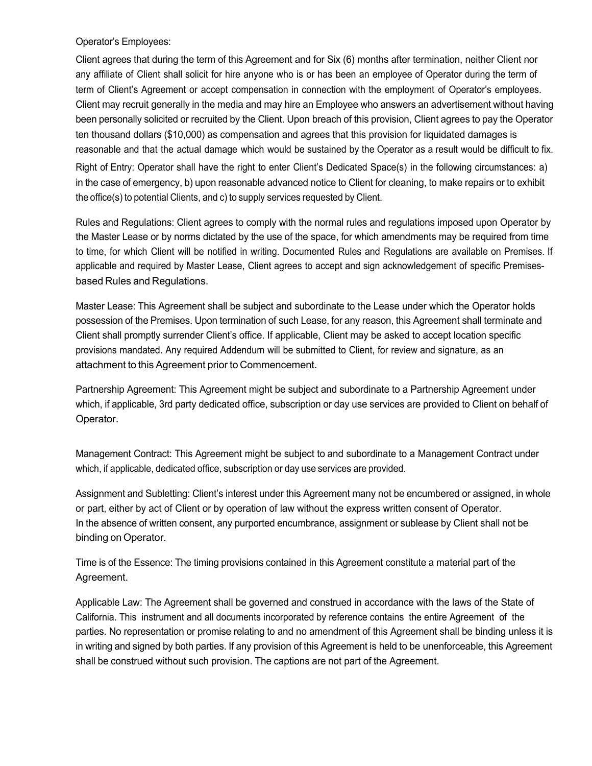Operator's Employees:

Client agrees that during the term of this Agreement and for Six (6) months after termination, neither Client nor any affiliate of Client shall solicit for hire anyone who is or has been an employee of Operator during the term of term of Client's Agreement or accept compensation in connection with the employment of Operator's employees. Client may recruit generally in the media and may hire an Employee who answers an advertisement without having been personally solicited or recruited by the Client. Upon breach of this provision, Client agrees to pay the Operator ten thousand dollars ($10,000) as compensation and agrees that this provision for liquidated damages is reasonable and that the actual damage which would be sustained by the Operator as a result would be difficult to fix.

Right of Entry: Operator shall have the right to enter Client's Dedicated Space(s) in the following circumstances: a) in the case of emergency, b) upon reasonable advanced notice to Client for cleaning, to make repairs or to exhibit the office(s) to potential Clients, and c) to supply services requested by Client.

Rules and Regulations: Client agrees to comply with the normal rules and regulations imposed upon Operator by the Master Lease or by norms dictated by the use of the space, for which amendments may be required from time to time, for which Client will be notified in writing. Documented Rules and Regulations are available on Premises. If applicable and required by Master Lease, Client agrees to accept and sign acknowledgement of specific Premises-based Rules and Regulations.

Master Lease: This Agreement shall be subject and subordinate to the Lease under which the Operator holds possession of the Premises. Upon termination of such Lease, for any reason, this Agreement shall terminate and Client shall promptly surrender Client's office. If applicable, Client may be asked to accept location specific provisions mandated. Any required Addendum will be submitted to Client, for review and signature, as an attachment to this Agreement prior to Commencement.

Partnership Agreement: This Agreement might be subject and subordinate to a Partnership Agreement under which, if applicable, 3rd party dedicated office, subscription or day use services are provided to Client on behalf of Operator.

Management Contract: This Agreement might be subject to and subordinate to a Management Contract under which, if applicable, dedicated office, subscription or day use services are provided.

Assignment and Subletting: Client's interest under this Agreement many not be encumbered or assigned, in whole or part, either by act of Client or by operation of law without the express written consent of Operator. In the absence of written consent, any purported encumbrance, assignment or sublease by Client shall not be binding on Operator.

Time is of the Essence: The timing provisions contained in this Agreement constitute a material part of the Agreement.

Applicable Law: The Agreement shall be governed and construed in accordance with the laws of the State of California. This instrument and all documents incorporated by reference contains the entire Agreement of the parties. No representation or promise relating to and no amendment of this Agreement shall be binding unless it is in writing and signed by both parties. If any provision of this Agreement is held to be unenforceable, this Agreement shall be construed without such provision. The captions are not part of the Agreement.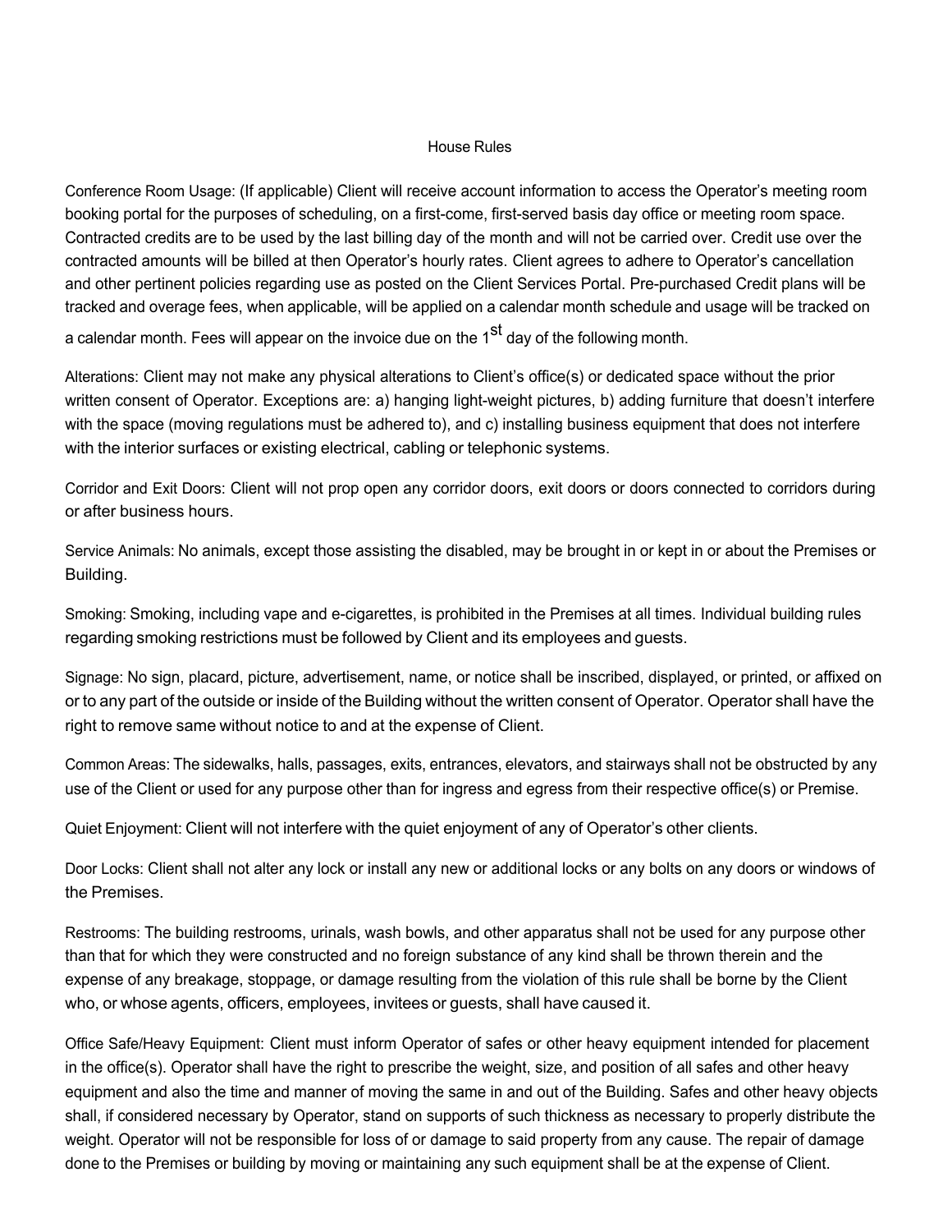# House Rules

Conference Room Usage: (If applicable) Client will receive account information to access the Operator's meeting room booking portal for the purposes of scheduling, on a first-come, first-served basis day office or meeting room space. Contracted credits are to be used by the last billing day of the month and will not be carried over. Credit use over the contracted amounts will be billed at then Operator's hourly rates. Client agrees to adhere to Operator's cancellation and other pertinent policies regarding use as posted on the Client Services Portal. Pre-purchased Credit plans will be tracked and overage fees, when applicable, will be applied on a calendar month schedule and usage will be tracked on a calendar month. Fees will appear on the invoice due on the 1st day of the following month.

Alterations: Client may not make any physical alterations to Client's office(s) or dedicated space without the prior written consent of Operator. Exceptions are: a) hanging light-weight pictures, b) adding furniture that doesn't interfere with the space (moving regulations must be adhered to), and c) installing business equipment that does not interfere with the interior surfaces or existing electrical, cabling or telephonic systems.

Corridor and Exit Doors: Client will not prop open any corridor doors, exit doors or doors connected to corridors during or after business hours.

Service Animals: No animals, except those assisting the disabled, may be brought in or kept in or about the Premises or Building.

Smoking: Smoking, including vape and e-cigarettes, is prohibited in the Premises at all times. Individual building rules regarding smoking restrictions must be followed by Client and its employees and guests.

Signage: No sign, placard, picture, advertisement, name, or notice shall be inscribed, displayed, or printed, or affixed on or to any part of the outside or inside of the Building without the written consent of Operator. Operator shall have the right to remove same without notice to and at the expense of Client.

Common Areas: The sidewalks, halls, passages, exits, entrances, elevators, and stairways shall not be obstructed by any use of the Client or used for any purpose other than for ingress and egress from their respective office(s) or Premise.

Quiet Enjoyment: Client will not interfere with the quiet enjoyment of any of Operator's other clients.

Door Locks: Client shall not alter any lock or install any new or additional locks or any bolts on any doors or windows of the Premises.

Restrooms: The building restrooms, urinals, wash bowls, and other apparatus shall not be used for any purpose other than that for which they were constructed and no foreign substance of any kind shall be thrown therein and the expense of any breakage, stoppage, or damage resulting from the violation of this rule shall be borne by the Client who, or whose agents, officers, employees, invitees or guests, shall have caused it.

Office Safe/Heavy Equipment: Client must inform Operator of safes or other heavy equipment intended for placement in the office(s). Operator shall have the right to prescribe the weight, size, and position of all safes and other heavy equipment and also the time and manner of moving the same in and out of the Building. Safes and other heavy objects shall, if considered necessary by Operator, stand on supports of such thickness as necessary to properly distribute the weight. Operator will not be responsible for loss of or damage to said property from any cause. The repair of damage done to the Premises or building by moving or maintaining any such equipment shall be at the expense of Client.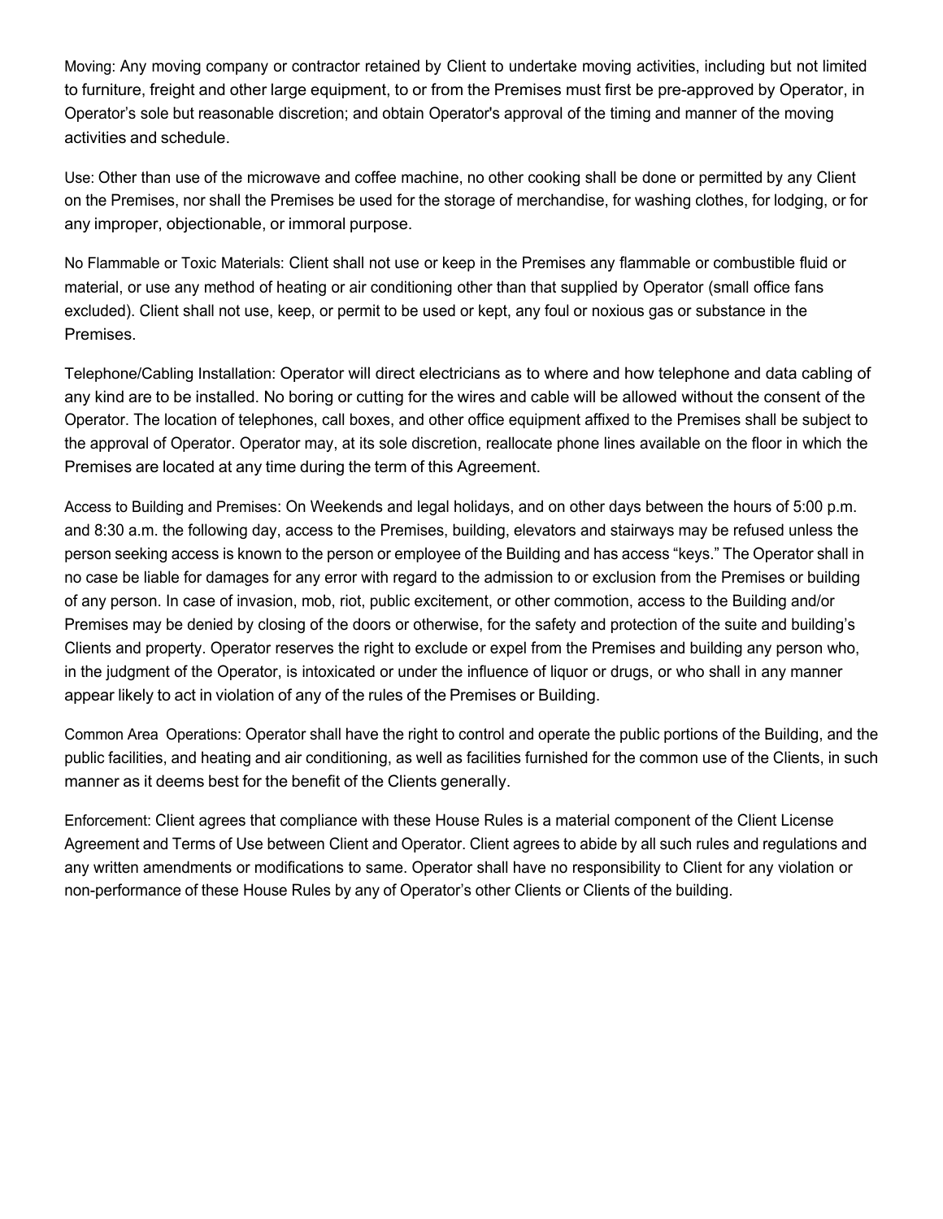Moving: Any moving company or contractor retained by Client to undertake moving activities, including but not limited to furniture, freight and other large equipment, to or from the Premises must first be pre-approved by Operator, in Operator's sole but reasonable discretion; and obtain Operator's approval of the timing and manner of the moving activities and schedule.

Use: Other than use of the microwave and coffee machine, no other cooking shall be done or permitted by any Client on the Premises, nor shall the Premises be used for the storage of merchandise, for washing clothes, for lodging, or for any improper, objectionable, or immoral purpose.

No Flammable or Toxic Materials: Client shall not use or keep in the Premises any flammable or combustible fluid or material, or use any method of heating or air conditioning other than that supplied by Operator (small office fans excluded). Client shall not use, keep, or permit to be used or kept, any foul or noxious gas or substance in the Premises.

Telephone/Cabling Installation: Operator will direct electricians as to where and how telephone and data cabling of any kind are to be installed. No boring or cutting for the wires and cable will be allowed without the consent of the Operator. The location of telephones, call boxes, and other office equipment affixed to the Premises shall be subject to the approval of Operator. Operator may, at its sole discretion, reallocate phone lines available on the floor in which the Premises are located at any time during the term of this Agreement.

Access to Building and Premises: On Weekends and legal holidays, and on other days between the hours of 5:00 p.m. and 8:30 a.m. the following day, access to the Premises, building, elevators and stairways may be refused unless the person seeking access is known to the person or employee of the Building and has access "keys." The Operator shall in no case be liable for damages for any error with regard to the admission to or exclusion from the Premises or building of any person. In case of invasion, mob, riot, public excitement, or other commotion, access to the Building and/or Premises may be denied by closing of the doors or otherwise, for the safety and protection of the suite and building's Clients and property. Operator reserves the right to exclude or expel from the Premises and building any person who, in the judgment of the Operator, is intoxicated or under the influence of liquor or drugs, or who shall in any manner appear likely to act in violation of any of the rules of the Premises or Building.

Common Area Operations: Operator shall have the right to control and operate the public portions of the Building, and the public facilities, and heating and air conditioning, as well as facilities furnished for the common use of the Clients, in such manner as it deems best for the benefit of the Clients generally.

Enforcement: Client agrees that compliance with these House Rules is a material component of the Client License Agreement and Terms of Use between Client and Operator. Client agrees to abide by all such rules and regulations and any written amendments or modifications to same. Operator shall have no responsibility to Client for any violation or non-performance of these House Rules by any of Operator's other Clients or Clients of the building.